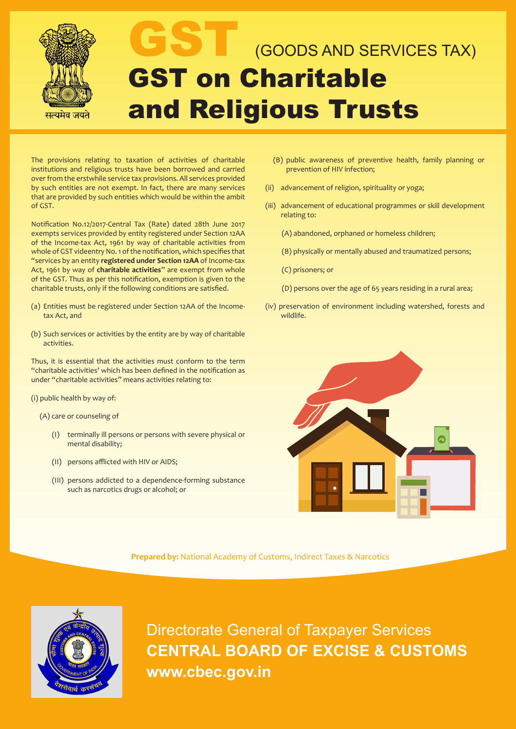सत्यमेव जयते

# GST (GOODS AND SERVICES TAX)

# GST on Charitable and Religious Trusts

The provisions relating to taxation of activities of charitable institutions and religious trusts have been borrowed and carried over from the erstwhile service tax provisions. All services provided by such entities are not exempt. In fact, there are many services that are provided by such entities which would be within the ambit of GST.

Notification No.12/2017-Central Tax (Rate) dated 28th June 2017 exempts services provided by entity registered under Section 12AA of the Income-tax Act, 1961 by way of charitable activities from whole of GST videentry No. 1 of the notification, which specifies that "services by an entity **registered under Section 12AA** of Income-tax Act, 1961 by way of **charitable activities**" are exempt from whole of the GST. Thus as per this notification, exemption is given to the charitable trusts, only if the following conditions are satisfied.

(a) Entities must be registered under Section 12AA of the Income-tax Act, and

(b) Such services or activities by the entity are by way of charitable activities.

Thus, it is essential that the activities must conform to the term "charitable activities' which has been defined in the notification as under "charitable activities" means activities relating to:

(i) public health by way of:

(A) care or counseling of

(I) terminally ill persons or persons with severe physical or mental disability;

(II) persons afflicted with HIV or AIDS;

(III) persons addicted to a dependence-forming substance such as narcotics drugs or alcohol; or

(B) public awareness of preventive health, family planning or prevention of HIV infection;

(ii) advancement of religion, spirituality or yoga;

(iii) advancement of educational programmes or skill development relating to:

(A) abandoned, orphaned or homeless children;

(B) physically or mentally abused and traumatized persons;

(C) prisoners; or

(D) persons over the age of 65 years residing in a rural area;

(iv) preservation of environment including watershed, forests and wildlife.

**Prepared by:** National Academy of Customs, Indirect Taxes & Narcotics

Directorate General of Taxpayer Services

**CENTRAL BOARD OF EXCISE & CUSTOMS**

**www.cbec.gov.in**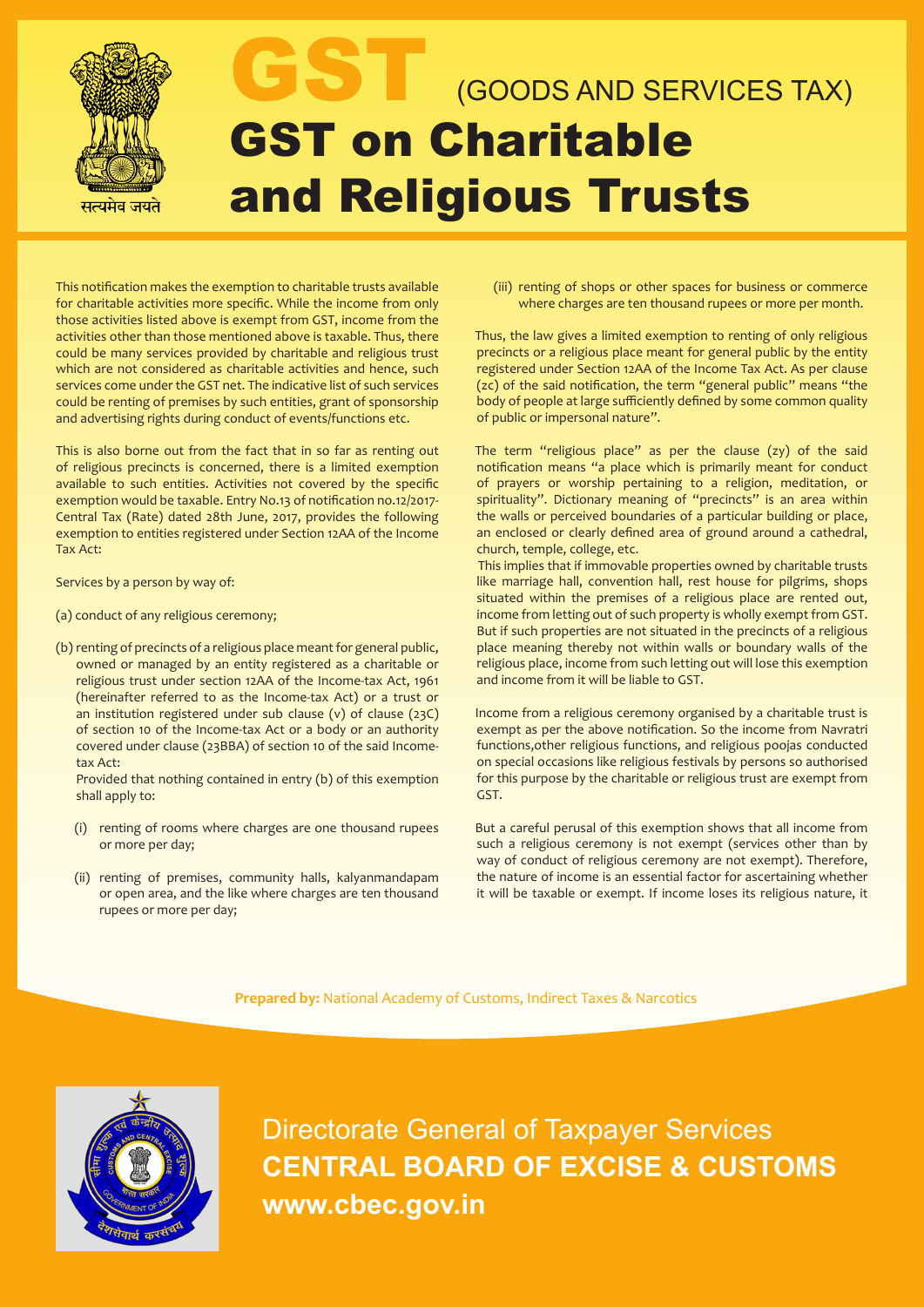# GST (GOODS AND SERVICES TAX)

# GST on Charitable and Religious Trusts

This notification makes the exemption to charitable trusts available for charitable activities more specific. While the income from only those activities listed above is exempt from GST, income from the activities other than those mentioned above is taxable. Thus, there could be many services provided by charitable and religious trust which are not considered as charitable activities and hence, such services come under the GST net. The indicative list of such services could be renting of premises by such entities, grant of sponsorship and advertising rights during conduct of events/functions etc.

This is also borne out from the fact that in so far as renting out of religious precincts is concerned, there is a limited exemption available to such entities. Activities not covered by the specific exemption would be taxable. Entry No.13 of notification no.12/2017-Central Tax (Rate) dated 28th June, 2017, provides the following exemption to entities registered under Section 12AA of the Income Tax Act:

Services by a person by way of:

(a) conduct of any religious ceremony;

(b) renting of precincts of a religious place meant for general public, owned or managed by an entity registered as a charitable or religious trust under section 12AA of the Income-tax Act, 1961 (hereinafter referred to as the Income-tax Act) or a trust or an institution registered under sub clause (v) of clause (23C) of section 10 of the Income-tax Act or a body or an authority covered under clause (23BBA) of section 10 of the said Income-tax Act:

Provided that nothing contained in entry (b) of this exemption shall apply to:

(i) renting of rooms where charges are one thousand rupees or more per day;

(ii) renting of premises, community halls, kalyanmandapam or open area, and the like where charges are ten thousand rupees or more per day;

(iii) renting of shops or other spaces for business or commerce where charges are ten thousand rupees or more per month.

Thus, the law gives a limited exemption to renting of only religious precincts or a religious place meant for general public by the entity registered under Section 12AA of the Income Tax Act. As per clause (zc) of the said notification, the term "general public" means "the body of people at large sufficiently defined by some common quality of public or impersonal nature".

The term "religious place" as per the clause (zy) of the said notification means "a place which is primarily meant for conduct of prayers or worship pertaining to a religion, meditation, or spirituality". Dictionary meaning of "precincts" is an area within the walls or perceived boundaries of a particular building or place, an enclosed or clearly defined area of ground around a cathedral, church, temple, college, etc.

This implies that if immovable properties owned by charitable trusts like marriage hall, convention hall, rest house for pilgrims, shops situated within the premises of a religious place are rented out, income from letting out of such property is wholly exempt from GST. But if such properties are not situated in the precincts of a religious place meaning thereby not within walls or boundary walls of the religious place, income from such letting out will lose this exemption and income from it will be liable to GST.

Income from a religious ceremony organised by a charitable trust is exempt as per the above notification. So the income from Navratri functions,other religious functions, and religious poojas conducted on special occasions like religious festivals by persons so authorised for this purpose by the charitable or religious trust are exempt from GST.

But a careful perusal of this exemption shows that all income from such a religious ceremony is not exempt (services other than by way of conduct of religious ceremony are not exempt). Therefore, the nature of income is an essential factor for ascertaining whether it will be taxable or exempt. If income loses its religious nature, it

**Prepared by:** National Academy of Customs, Indirect Taxes & Narcotics

Directorate General of Taxpayer Services
**CENTRAL BOARD OF EXCISE & CUSTOMS**
**www.cbec.gov.in**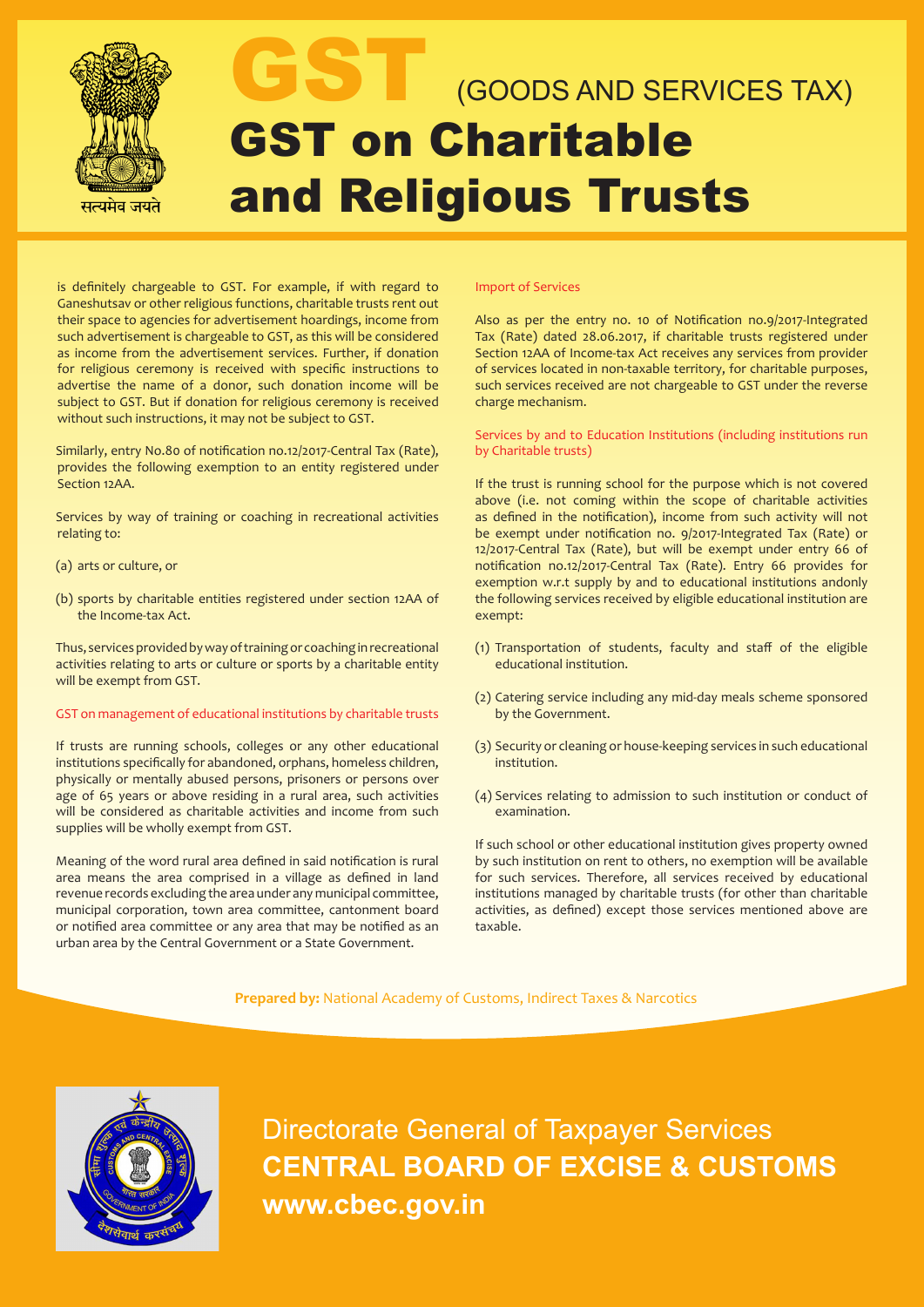# GST (GOODS AND SERVICES TAX)

# GST on Charitable and Religious Trusts

is definitely chargeable to GST. For example, if with regard to Ganeshutsav or other religious functions, charitable trusts rent out their space to agencies for advertisement hoardings, income from such advertisement is chargeable to GST, as this will be considered as income from the advertisement services. Further, if donation for religious ceremony is received with specific instructions to advertise the name of a donor, such donation income will be subject to GST. But if donation for religious ceremony is received without such instructions, it may not be subject to GST.

Similarly, entry No.80 of notification no.12/2017-Central Tax (Rate), provides the following exemption to an entity registered under Section 12AA.

Services by way of training or coaching in recreational activities relating to:

(a) arts or culture, or

(b) sports by charitable entities registered under section 12AA of the Income-tax Act.

Thus, services provided by way of training or coaching in recreational activities relating to arts or culture or sports by a charitable entity will be exempt from GST.

## GST on management of educational institutions by charitable trusts

If trusts are running schools, colleges or any other educational institutions specifically for abandoned, orphans, homeless children, physically or mentally abused persons, prisoners or persons over age of 65 years or above residing in a rural area, such activities will be considered as charitable activities and income from such supplies will be wholly exempt from GST.

Meaning of the word rural area defined in said notification is rural area means the area comprised in a village as defined in land revenue records excluding the area under any municipal committee, municipal corporation, town area committee, cantonment board or notified area committee or any area that may be notified as an urban area by the Central Government or a State Government.

## Import of Services

Also as per the entry no. 10 of Notification no.9/2017-Integrated Tax (Rate) dated 28.06.2017, if charitable trusts registered under Section 12AA of Income-tax Act receives any services from provider of services located in non-taxable territory, for charitable purposes, such services received are not chargeable to GST under the reverse charge mechanism.

## Services by and to Education Institutions (including institutions run by Charitable trusts)

If the trust is running school for the purpose which is not covered above (i.e. not coming within the scope of charitable activities as defined in the notification), income from such activity will not be exempt under notification no. 9/2017-Integrated Tax (Rate) or 12/2017-Central Tax (Rate), but will be exempt under entry 66 of notification no.12/2017-Central Tax (Rate). Entry 66 provides for exemption w.r.t supply by and to educational institutions andonly the following services received by eligible educational institution are exempt:

(1) Transportation of students, faculty and staff of the eligible educational institution.

(2) Catering service including any mid-day meals scheme sponsored by the Government.

(3) Security or cleaning or house-keeping services in such educational institution.

(4) Services relating to admission to such institution or conduct of examination.

If such school or other educational institution gives property owned by such institution on rent to others, no exemption will be available for such services. Therefore, all services received by educational institutions managed by charitable trusts (for other than charitable activities, as defined) except those services mentioned above are taxable.

**Prepared by:** National Academy of Customs, Indirect Taxes & Narcotics

Directorate General of Taxpayer Services
**CENTRAL BOARD OF EXCISE & CUSTOMS**
**www.cbec.gov.in**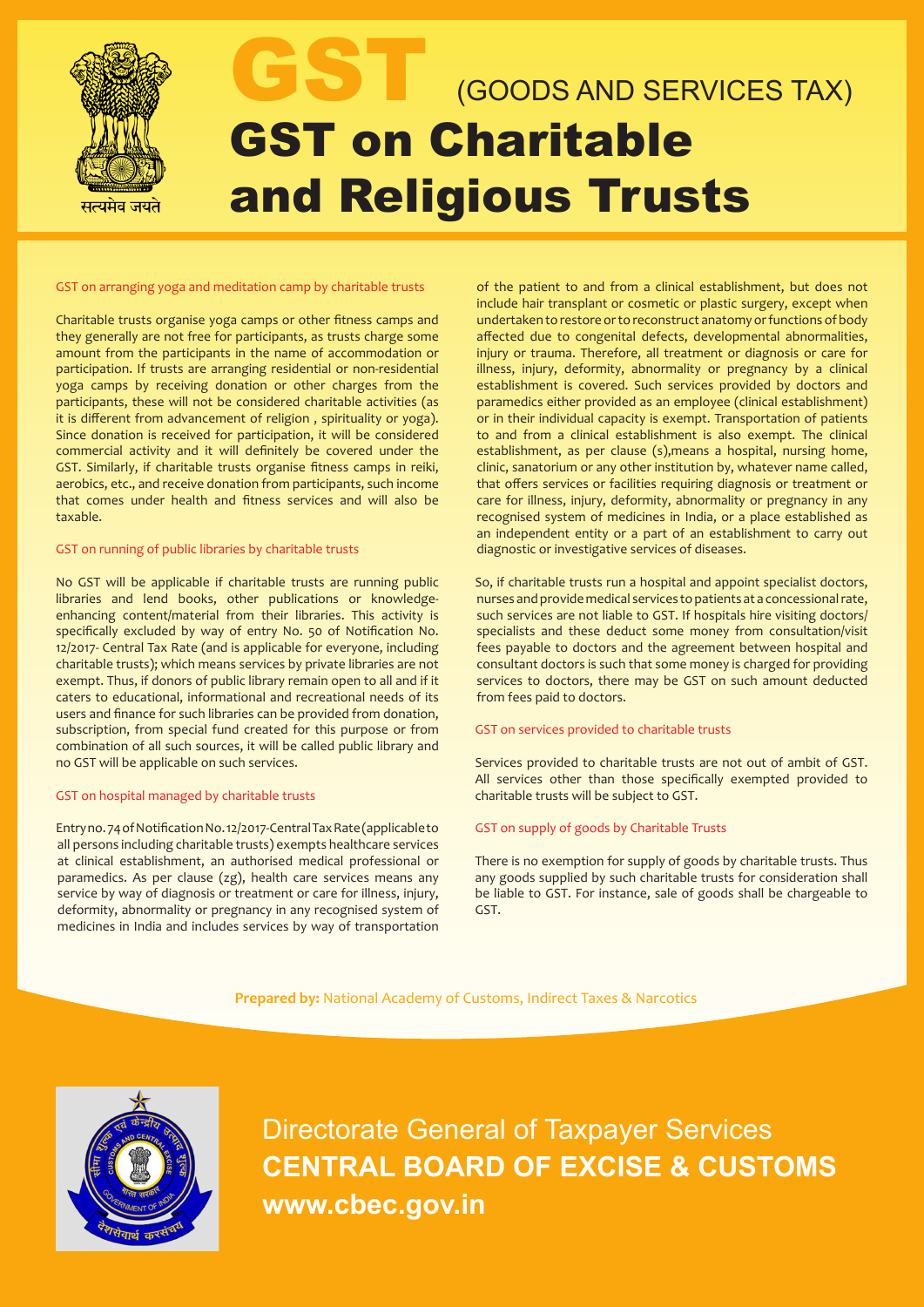सत्यमेव जयते

# GST (GOODS AND SERVICES TAX)

# GST on Charitable and Religious Trusts

## GST on arranging yoga and meditation camp by charitable trusts

Charitable trusts organise yoga camps or other fitness camps and they generally are not free for participants, as trusts charge some amount from the participants in the name of accommodation or participation. If trusts are arranging residential or non-residential yoga camps by receiving donation or other charges from the participants, these will not be considered charitable activities (as it is different from advancement of religion , spirituality or yoga). Since donation is received for participation, it will be considered commercial activity and it will definitely be covered under the GST. Similarly, if charitable trusts organise fitness camps in reiki, aerobics, etc., and receive donation from participants, such income that comes under health and fitness services and will also be taxable.

## GST on running of public libraries by charitable trusts

No GST will be applicable if charitable trusts are running public libraries and lend books, other publications or knowledge-enhancing content/material from their libraries. This activity is specifically excluded by way of entry No. 50 of Notification No. 12/2017- Central Tax Rate (and is applicable for everyone, including charitable trusts); which means services by private libraries are not exempt. Thus, if donors of public library remain open to all and if it caters to educational, informational and recreational needs of its users and finance for such libraries can be provided from donation, subscription, from special fund created for this purpose or from combination of all such sources, it will be called public library and no GST will be applicable on such services.

## GST on hospital managed by charitable trusts

Entry no. 74 of Notification No. 12/2017-Central Tax Rate (applicable to all persons including charitable trusts) exempts healthcare services at clinical establishment, an authorised medical professional or paramedics. As per clause (zg), health care services means any service by way of diagnosis or treatment or care for illness, injury, deformity, abnormality or pregnancy in any recognised system of medicines in India and includes services by way of transportation of the patient to and from a clinical establishment, but does not include hair transplant or cosmetic or plastic surgery, except when undertaken to restore or to reconstruct anatomy or functions of body affected due to congenital defects, developmental abnormalities, injury or trauma. Therefore, all treatment or diagnosis or care for illness, injury, deformity, abnormality or pregnancy by a clinical establishment is covered. Such services provided by doctors and paramedics either provided as an employee (clinical establishment) or in their individual capacity is exempt. Transportation of patients to and from a clinical establishment is also exempt. The clinical establishment, as per clause (s),means a hospital, nursing home, clinic, sanatorium or any other institution by, whatever name called, that offers services or facilities requiring diagnosis or treatment or care for illness, injury, deformity, abnormality or pregnancy in any recognised system of medicines in India, or a place established as an independent entity or a part of an establishment to carry out diagnostic or investigative services of diseases.

So, if charitable trusts run a hospital and appoint specialist doctors, nurses and provide medical services to patients at a concessional rate, such services are not liable to GST. If hospitals hire visiting doctors/ specialists and these deduct some money from consultation/visit fees payable to doctors and the agreement between hospital and consultant doctors is such that some money is charged for providing services to doctors, there may be GST on such amount deducted from fees paid to doctors.

## GST on services provided to charitable trusts

Services provided to charitable trusts are not out of ambit of GST. All services other than those specifically exempted provided to charitable trusts will be subject to GST.

## GST on supply of goods by Charitable Trusts

There is no exemption for supply of goods by charitable trusts. Thus any goods supplied by such charitable trusts for consideration shall be liable to GST. For instance, sale of goods shall be chargeable to GST.

**Prepared by:** National Academy of Customs, Indirect Taxes & Narcotics

Directorate General of Taxpayer Services

**CENTRAL BOARD OF EXCISE & CUSTOMS**

**www.cbec.gov.in**